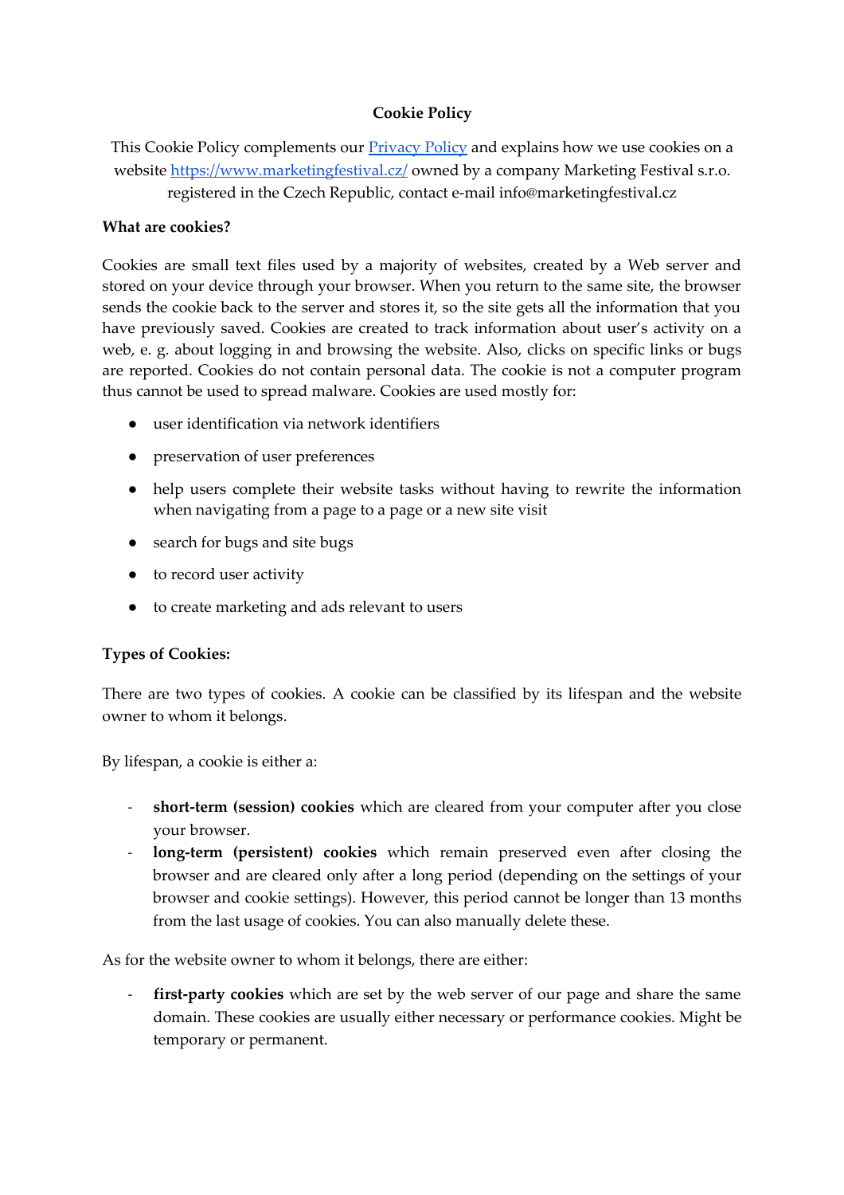# Cookie Policy

This Cookie Policy complements our [Privacy Policy]() and explains how we use cookies on a website [https://www.marketingfestival.cz/](https://www.marketingfestival.cz/) owned by a company Marketing Festival s.r.o. registered in the Czech Republic, contact e-mail info@marketingfestival.cz

**What are cookies?**

Cookies are small text files used by a majority of websites, created by a Web server and stored on your device through your browser. When you return to the same site, the browser sends the cookie back to the server and stores it, so the site gets all the information that you have previously saved. Cookies are created to track information about user's activity on a web, e. g. about logging in and browsing the website. Also, clicks on specific links or bugs are reported. Cookies do not contain personal data. The cookie is not a computer program thus cannot be used to spread malware. Cookies are used mostly for:

- user identification via network identifiers
- preservation of user preferences
- help users complete their website tasks without having to rewrite the information when navigating from a page to a page or a new site visit
- search for bugs and site bugs
- to record user activity
- to create marketing and ads relevant to users

**Types of Cookies:**

There are two types of cookies. A cookie can be classified by its lifespan and the website owner to whom it belongs.

By lifespan, a cookie is either a:

- **short-term (session) cookies** which are cleared from your computer after you close your browser.
- **long-term (persistent) cookies** which remain preserved even after closing the browser and are cleared only after a long period (depending on the settings of your browser and cookie settings). However, this period cannot be longer than 13 months from the last usage of cookies. You can also manually delete these.

As for the website owner to whom it belongs, there are either:

- **first-party cookies** which are set by the web server of our page and share the same domain. These cookies are usually either necessary or performance cookies. Might be temporary or permanent.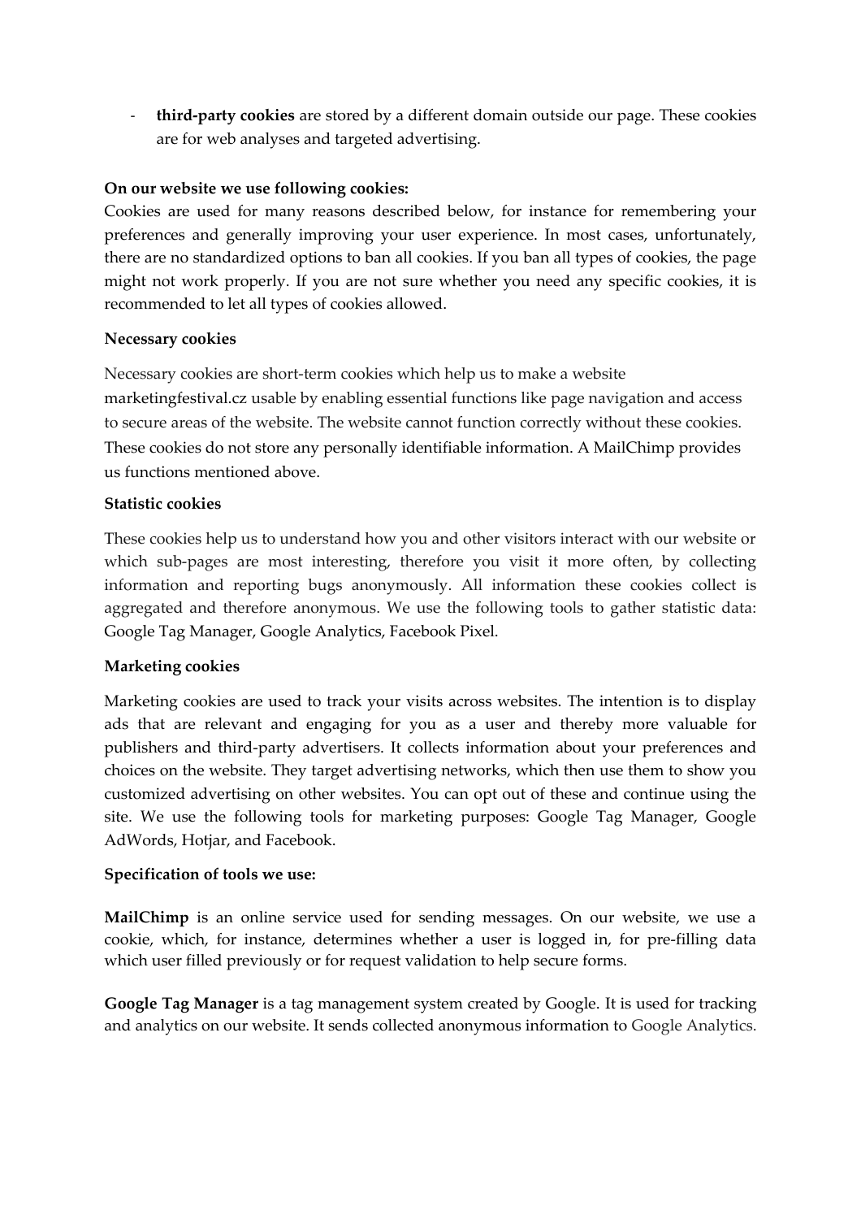- **third-party cookies** are stored by a different domain outside our page. These cookies are for web analyses and targeted advertising.

**On our website we use following cookies:**

Cookies are used for many reasons described below, for instance for remembering your preferences and generally improving your user experience. In most cases, unfortunately, there are no standardized options to ban all cookies. If you ban all types of cookies, the page might not work properly. If you are not sure whether you need any specific cookies, it is recommended to let all types of cookies allowed.

**Necessary cookies**

Necessary cookies are short-term cookies which help us to make a website marketingfestival.cz usable by enabling essential functions like page navigation and access to secure areas of the website. The website cannot function correctly without these cookies. These cookies do not store any personally identifiable information. A MailChimp provides us functions mentioned above.

**Statistic cookies**

These cookies help us to understand how you and other visitors interact with our website or which sub-pages are most interesting, therefore you visit it more often, by collecting information and reporting bugs anonymously. All information these cookies collect is aggregated and therefore anonymous. We use the following tools to gather statistic data: Google Tag Manager, Google Analytics, Facebook Pixel.

**Marketing cookies**

Marketing cookies are used to track your visits across websites. The intention is to display ads that are relevant and engaging for you as a user and thereby more valuable for publishers and third-party advertisers. It collects information about your preferences and choices on the website. They target advertising networks, which then use them to show you customized advertising on other websites. You can opt out of these and continue using the site. We use the following tools for marketing purposes: Google Tag Manager, Google AdWords, Hotjar, and Facebook.

**Specification of tools we use:**

**MailChimp** is an online service used for sending messages. On our website, we use a cookie, which, for instance, determines whether a user is logged in, for pre-filling data which user filled previously or for request validation to help secure forms.

**Google Tag Manager** is a tag management system created by Google. It is used for tracking and analytics on our website. It sends collected anonymous information to Google Analytics.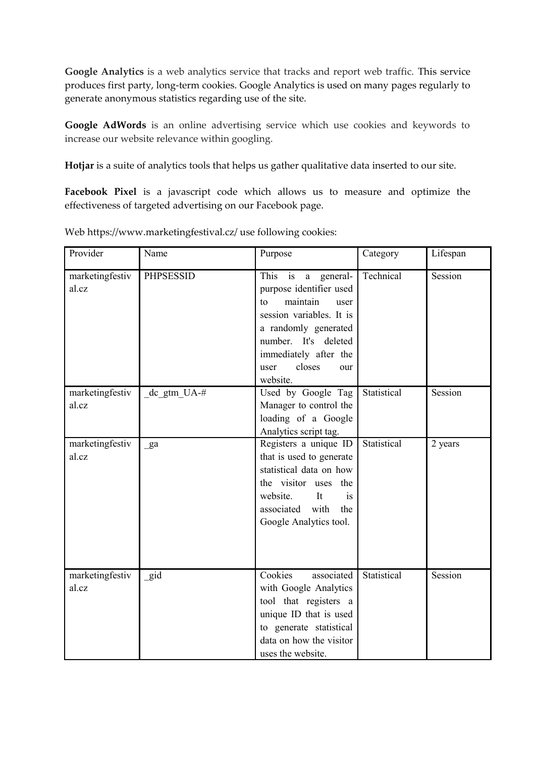**Google Analytics** is a web analytics service that tracks and report web traffic. This service produces first party, long-term cookies. Google Analytics is used on many pages regularly to generate anonymous statistics regarding use of the site.

**Google AdWords** is an online advertising service which use cookies and keywords to increase our website relevance within googling.

**Hotjar** is a suite of analytics tools that helps us gather qualitative data inserted to our site.

**Facebook Pixel** is a javascript code which allows us to measure and optimize the effectiveness of targeted advertising on our Facebook page.

Web https://www.marketingfestival.cz/ use following cookies:

| Provider | Name | Purpose | Category | Lifespan |
|---|---|---|---|---|
| marketingfestival.cz | PHPSESSID | This is a general-purpose identifier used to maintain user session variables. It is a randomly generated number. It's deleted immediately after the user closes our website. | Technical | Session |
| marketingfestival.cz | _dc_gtm_UA-# | Used by Google Tag Manager to control the loading of a Google Analytics script tag. | Statistical | Session |
| marketingfestival.cz | _ga | Registers a unique ID that is used to generate statistical data on how the visitor uses the website. It is associated with the Google Analytics tool. | Statistical | 2 years |
| marketingfestival.cz | _gid | Cookies associated with Google Analytics tool that registers a unique ID that is used to generate statistical data on how the visitor uses the website. | Statistical | Session |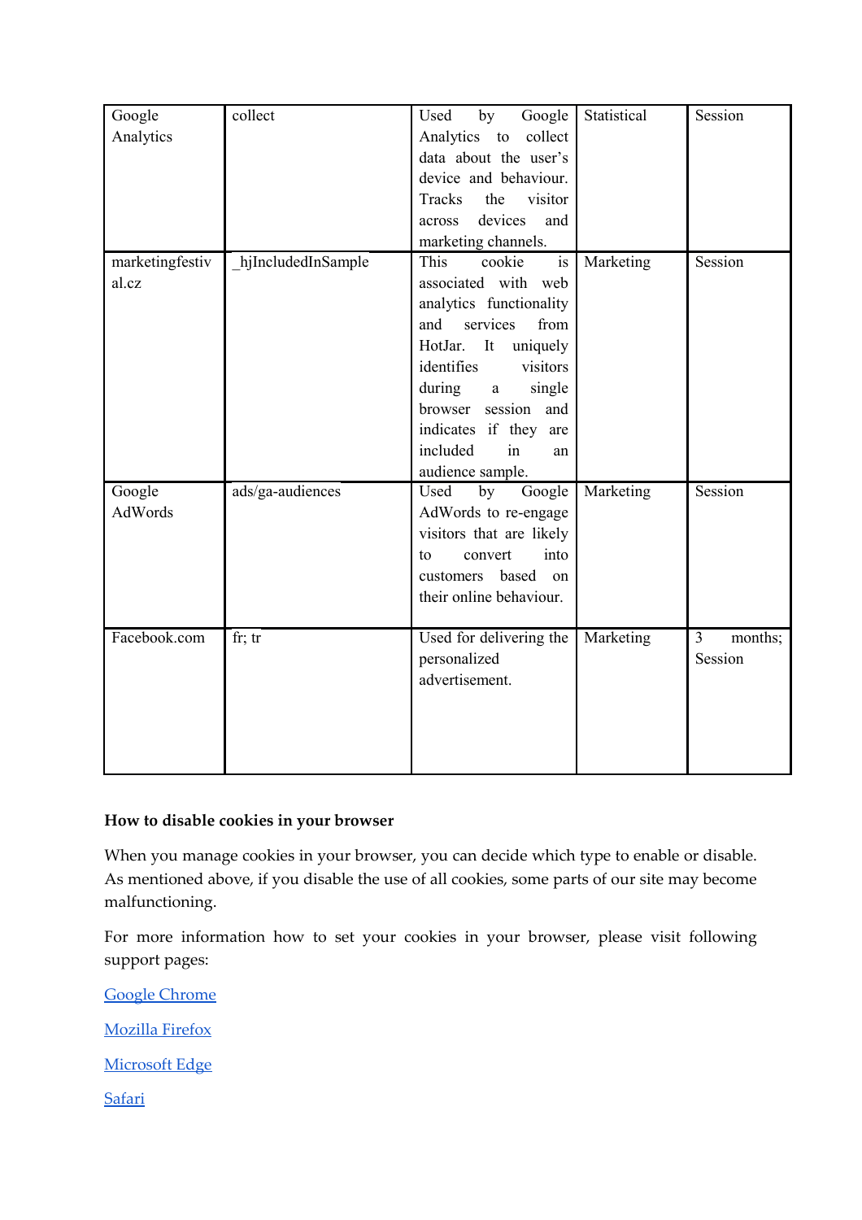| Google Analytics | collect | Used by Google Analytics to collect data about the user's device and behaviour. Tracks the visitor across devices and marketing channels. | Statistical | Session |
|---|---|---|---|---|
| marketingfestival.cz | _hjIncludedInSample | This cookie is associated with web analytics functionality and services from HotJar. It uniquely identifies visitors during a single browser session and indicates if they are included in an audience sample. | Marketing | Session |
| Google AdWords | ads/ga-audiences | Used by Google AdWords to re-engage visitors that are likely to convert into customers based on their online behaviour. | Marketing | Session |
| Facebook.com | fr; tr | Used for delivering the personalized advertisement. | Marketing | 3 months; Session |

**How to disable cookies in your browser**

When you manage cookies in your browser, you can decide which type to enable or disable. As mentioned above, if you disable the use of all cookies, some parts of our site may become malfunctioning.

For more information how to set your cookies in your browser, please visit following support pages:

Google Chrome

Mozilla Firefox

Microsoft Edge

Safari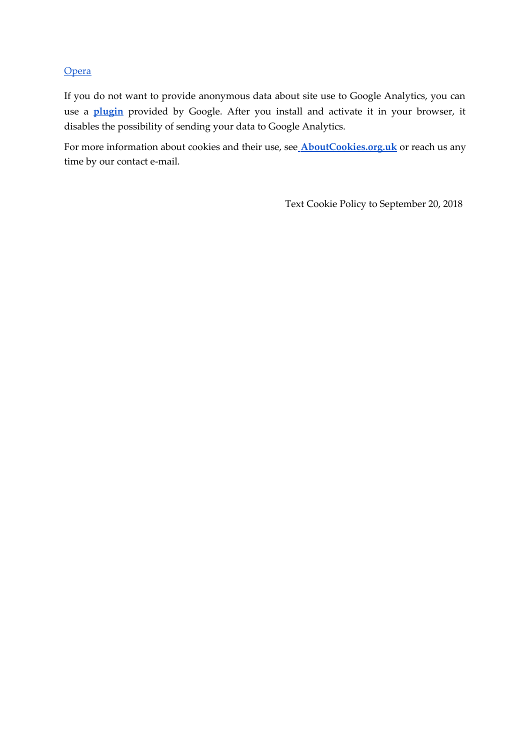Opera

If you do not want to provide anonymous data about site use to Google Analytics, you can use a **plugin** provided by Google. After you install and activate it in your browser, it disables the possibility of sending your data to Google Analytics.

For more information about cookies and their use, see **AboutCookies.org.uk** or reach us any time by our contact e-mail.

Text Cookie Policy to September 20, 2018